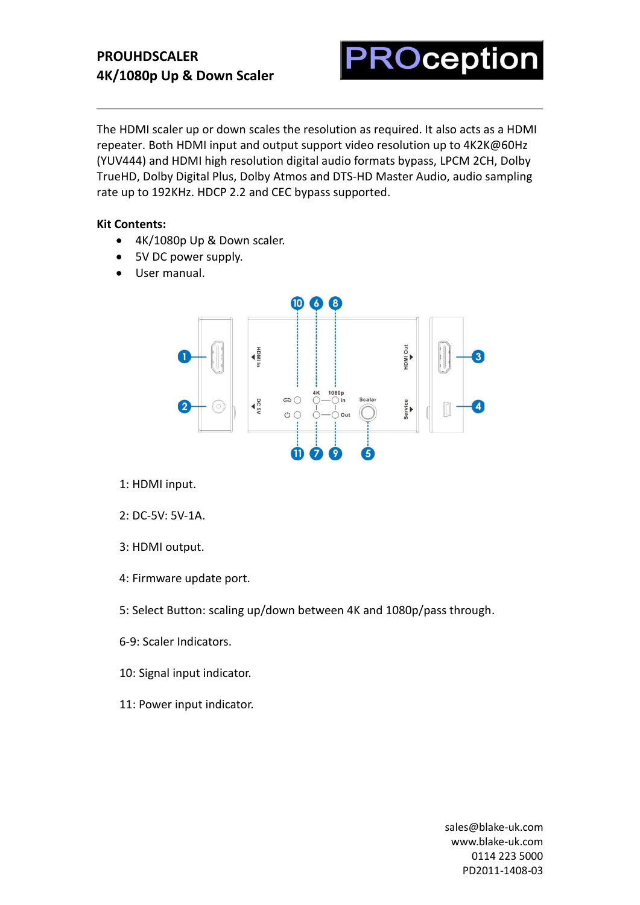# PROUHDSCALER
## 4K/1080p Up & Down Scaler

PROception

The HDMI scaler up or down scales the resolution as required. It also acts as a HDMI repeater. Both HDMI input and output support video resolution up to 4K2K@60Hz (YUV444) and HDMI high resolution digital audio formats bypass, LPCM 2CH, Dolby TrueHD, Dolby Digital Plus, Dolby Atmos and DTS-HD Master Audio, audio sampling rate up to 192KHz. HDCP 2.2 and CEC bypass supported.

**Kit Contents:**

- 4K/1080p Up & Down scaler.
- 5V DC power supply.
- User manual.

1: HDMI input.

2: DC-5V: 5V-1A.

3: HDMI output.

4: Firmware update port.

5: Select Button: scaling up/down between 4K and 1080p/pass through.

6-9: Scaler Indicators.

10: Signal input indicator.

11: Power input indicator.

sales@blake-uk.com
www.blake-uk.com
0114 223 5000
PD2011-1408-03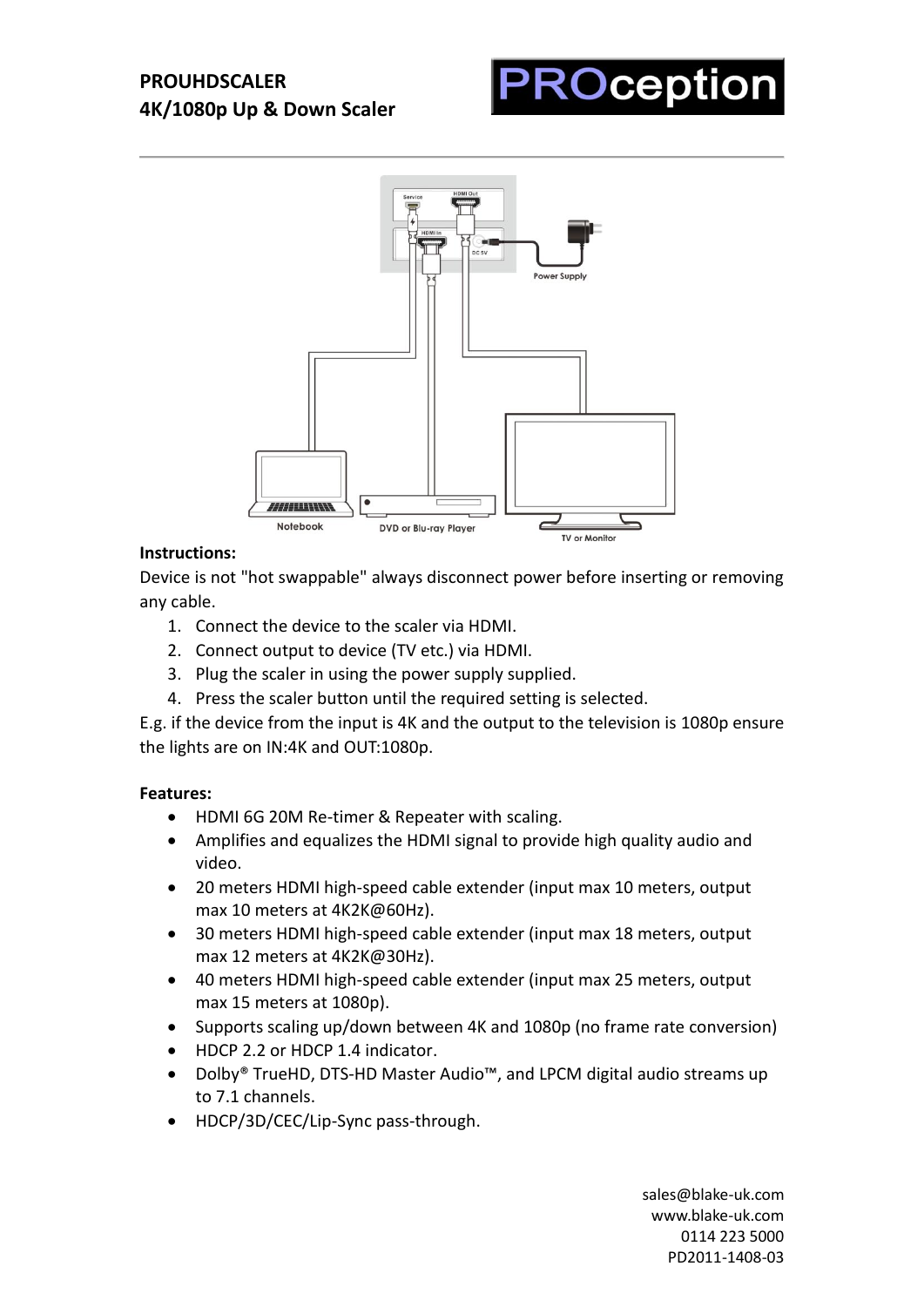**PROUHDSCALER**
**4K/1080p Up & Down Scaler**

**Instructions:**

Device is not "hot swappable" always disconnect power before inserting or removing any cable.

1. Connect the device to the scaler via HDMI.
2. Connect output to device (TV etc.) via HDMI.
3. Plug the scaler in using the power supply supplied.
4. Press the scaler button until the required setting is selected.

E.g. if the device from the input is 4K and the output to the television is 1080p ensure the lights are on IN:4K and OUT:1080p.

**Features:**

- HDMI 6G 20M Re-timer & Repeater with scaling.
- Amplifies and equalizes the HDMI signal to provide high quality audio and video.
- 20 meters HDMI high-speed cable extender (input max 10 meters, output max 10 meters at 4K2K@60Hz).
- 30 meters HDMI high-speed cable extender (input max 18 meters, output max 12 meters at 4K2K@30Hz).
- 40 meters HDMI high-speed cable extender (input max 25 meters, output max 15 meters at 1080p).
- Supports scaling up/down between 4K and 1080p (no frame rate conversion)
- HDCP 2.2 or HDCP 1.4 indicator.
- Dolby® TrueHD, DTS-HD Master Audio™, and LPCM digital audio streams up to 7.1 channels.
- HDCP/3D/CEC/Lip-Sync pass-through.

sales@blake-uk.com
www.blake-uk.com
0114 223 5000
PD2011-1408-03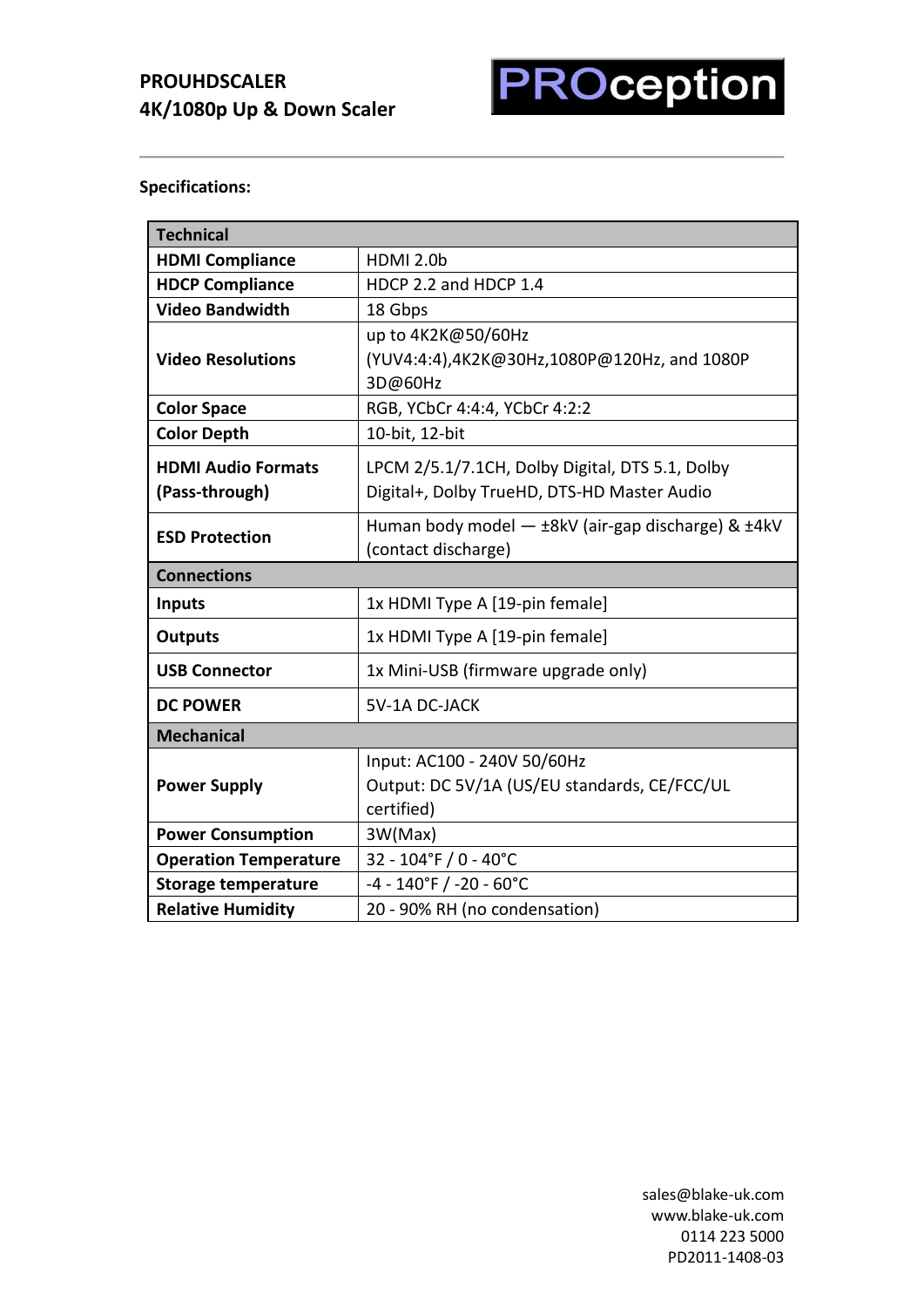**PROUHDSCALER**
**4K/1080p Up & Down Scaler**

PROception

**Specifications:**

| | |
|---|---|
| **Technical** | |
| **HDMI Compliance** | HDMI 2.0b |
| **HDCP Compliance** | HDCP 2.2 and HDCP 1.4 |
| **Video Bandwidth** | 18 Gbps |
| **Video Resolutions** | up to 4K2K@50/60Hz (YUV4:4:4),4K2K@30Hz,1080P@120Hz, and 1080P 3D@60Hz |
| **Color Space** | RGB, YCbCr 4:4:4, YCbCr 4:2:2 |
| **Color Depth** | 10-bit, 12-bit |
| **HDMI Audio Formats (Pass-through)** | LPCM 2/5.1/7.1CH, Dolby Digital, DTS 5.1, Dolby Digital+, Dolby TrueHD, DTS-HD Master Audio |
| **ESD Protection** | Human body model — ±8kV (air-gap discharge) & ±4kV (contact discharge) |
| **Connections** | |
| **Inputs** | 1x HDMI Type A [19-pin female] |
| **Outputs** | 1x HDMI Type A [19-pin female] |
| **USB Connector** | 1x Mini-USB (firmware upgrade only) |
| **DC POWER** | 5V-1A DC-JACK |
| **Mechanical** | |
| **Power Supply** | Input: AC100 - 240V 50/60Hz Output: DC 5V/1A (US/EU standards, CE/FCC/UL certified) |
| **Power Consumption** | 3W(Max) |
| **Operation Temperature** | 32 - 104°F / 0 - 40°C |
| **Storage temperature** | -4 - 140°F / -20 - 60°C |
| **Relative Humidity** | 20 - 90% RH (no condensation) |

sales@blake-uk.com
www.blake-uk.com
0114 223 5000
PD2011-1408-03